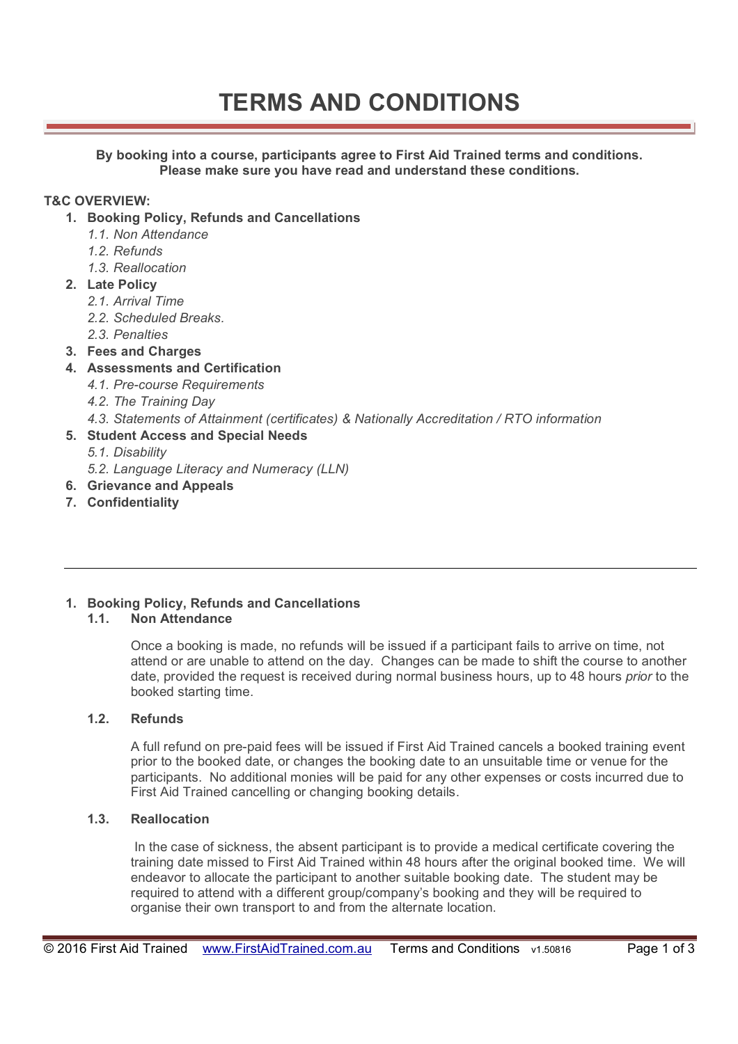# TERMS AND CONDITIONS

**By booking into a course, participants agree to First Aid Trained terms and conditions. Please make sure you have read and understand these conditions.**

**T&C OVERVIEW:**

1. **Booking Policy, Refunds and Cancellations**
   - *1.1. Non Attendance*
   - *1.2. Refunds*
   - *1.3. Reallocation*
2. **Late Policy**
   - *2.1. Arrival Time*
   - *2.2. Scheduled Breaks.*
   - *2.3. Penalties*
3. **Fees and Charges**
4. **Assessments and Certification**
   - *4.1. Pre-course Requirements*
   - *4.2. The Training Day*
   - *4.3. Statements of Attainment (certificates) & Nationally Accreditation / RTO information*
5. **Student Access and Special Needs**
   - *5.1. Disability*
   - *5.2. Language Literacy and Numeracy (LLN)*
6. **Grievance and Appeals**
7. **Confidentiality**

---

## 1. Booking Policy, Refunds and Cancellations

### 1.1. Non Attendance

Once a booking is made, no refunds will be issued if a participant fails to arrive on time, not attend or are unable to attend on the day. Changes can be made to shift the course to another date, provided the request is received during normal business hours, up to 48 hours *prior* to the booked starting time.

### 1.2. Refunds

A full refund on pre-paid fees will be issued if First Aid Trained cancels a booked training event prior to the booked date, or changes the booking date to an unsuitable time or venue for the participants. No additional monies will be paid for any other expenses or costs incurred due to First Aid Trained cancelling or changing booking details.

### 1.3. Reallocation

In the case of sickness, the absent participant is to provide a medical certificate covering the training date missed to First Aid Trained within 48 hours after the original booked time. We will endeavor to allocate the participant to another suitable booking date. The student may be required to attend with a different group/company's booking and they will be required to organise their own transport to and from the alternate location.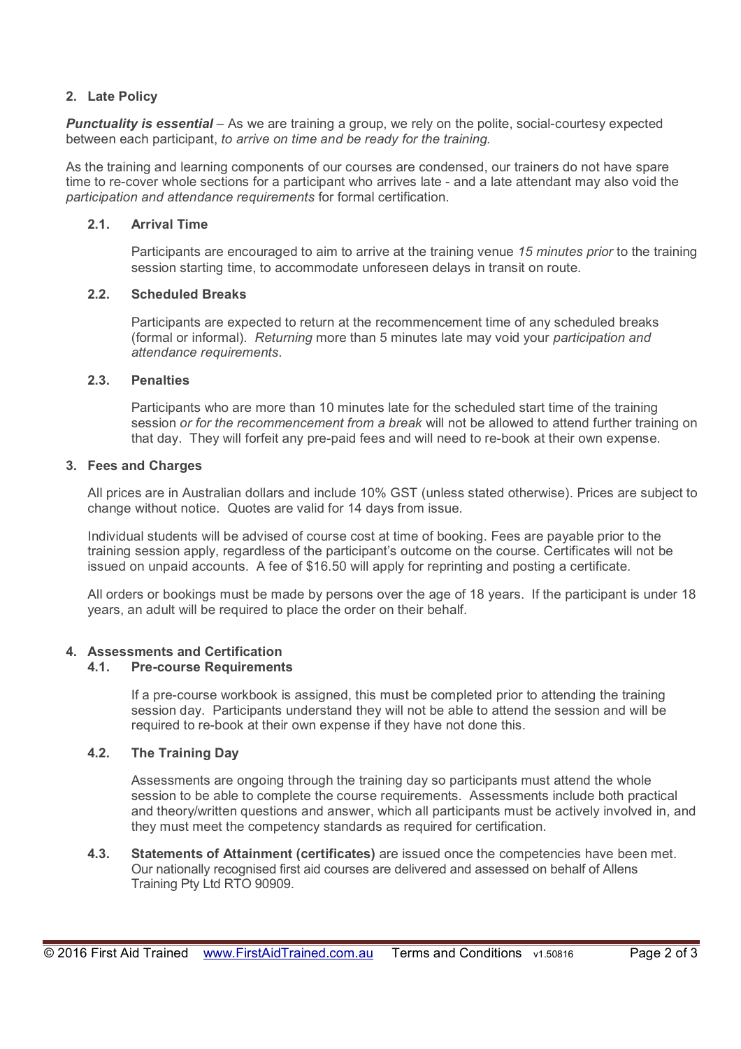## 2. Late Policy

***Punctuality is essential*** – As we are training a group, we rely on the polite, social-courtesy expected between each participant, *to arrive on time and be ready for the training.*

As the training and learning components of our courses are condensed, our trainers do not have spare time to re-cover whole sections for a participant who arrives late - and a late attendant may also void the *participation and attendance requirements* for formal certification.

### 2.1. Arrival Time

Participants are encouraged to aim to arrive at the training venue *15 minutes prior* to the training session starting time, to accommodate unforeseen delays in transit on route.

### 2.2. Scheduled Breaks

Participants are expected to return at the recommencement time of any scheduled breaks (formal or informal). *Returning* more than 5 minutes late may void your *participation and attendance requirements*.

### 2.3. Penalties

Participants who are more than 10 minutes late for the scheduled start time of the training session *or for the recommencement from a break* will not be allowed to attend further training on that day. They will forfeit any pre-paid fees and will need to re-book at their own expense.

## 3. Fees and Charges

All prices are in Australian dollars and include 10% GST (unless stated otherwise). Prices are subject to change without notice. Quotes are valid for 14 days from issue.

Individual students will be advised of course cost at time of booking. Fees are payable prior to the training session apply, regardless of the participant's outcome on the course. Certificates will not be issued on unpaid accounts. A fee of $16.50 will apply for reprinting and posting a certificate.

All orders or bookings must be made by persons over the age of 18 years. If the participant is under 18 years, an adult will be required to place the order on their behalf.

## 4. Assessments and Certification

### 4.1. Pre-course Requirements

If a pre-course workbook is assigned, this must be completed prior to attending the training session day. Participants understand they will not be able to attend the session and will be required to re-book at their own expense if they have not done this.

### 4.2. The Training Day

Assessments are ongoing through the training day so participants must attend the whole session to be able to complete the course requirements. Assessments include both practical and theory/written questions and answer, which all participants must be actively involved in, and they must meet the competency standards as required for certification.

**4.3. Statements of Attainment (certificates)** are issued once the competencies have been met. Our nationally recognised first aid courses are delivered and assessed on behalf of Allens Training Pty Ltd RTO 90909.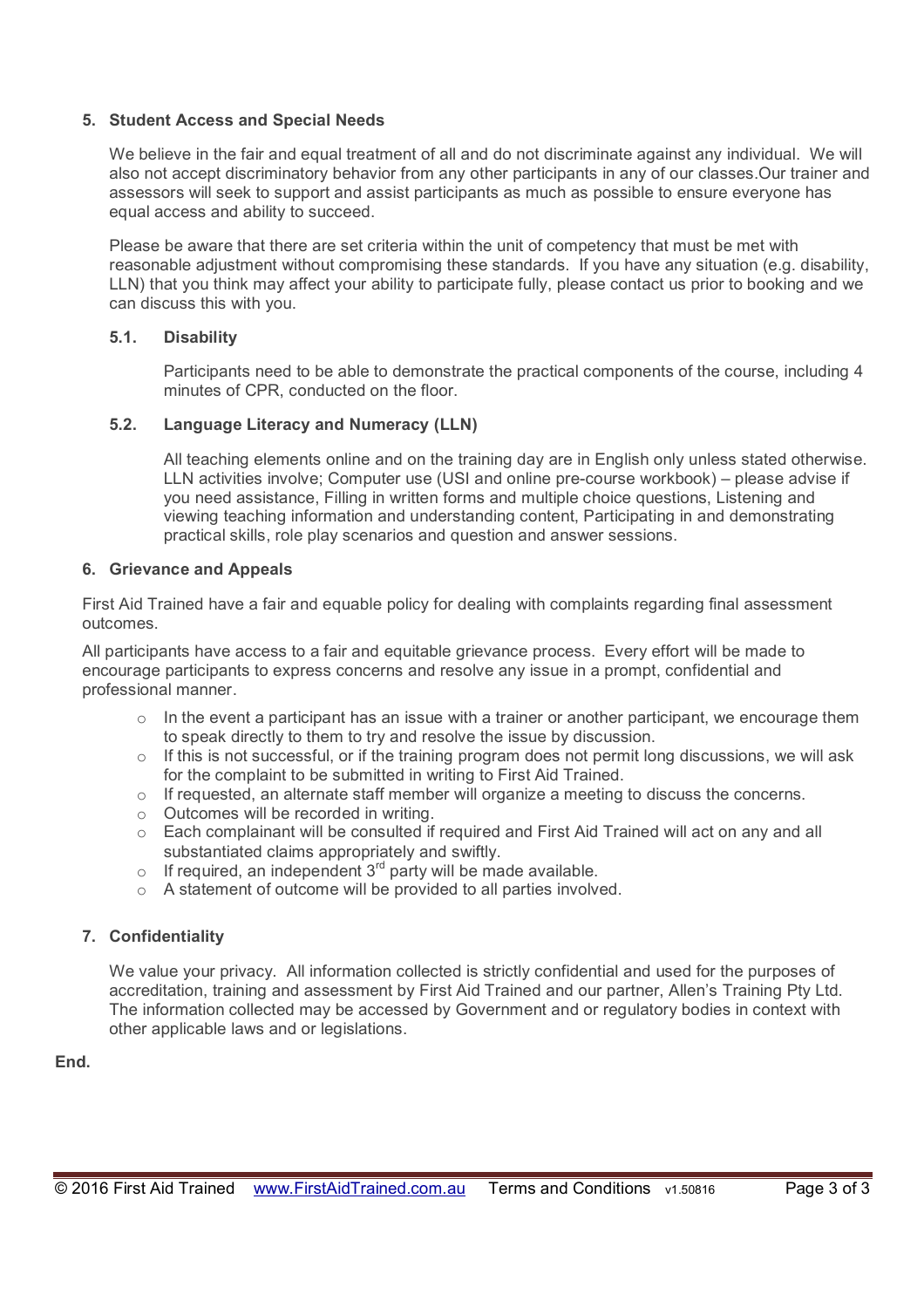## 5. Student Access and Special Needs

We believe in the fair and equal treatment of all and do not discriminate against any individual. We will also not accept discriminatory behavior from any other participants in any of our classes.Our trainer and assessors will seek to support and assist participants as much as possible to ensure everyone has equal access and ability to succeed.

Please be aware that there are set criteria within the unit of competency that must be met with reasonable adjustment without compromising these standards. If you have any situation (e.g. disability, LLN) that you think may affect your ability to participate fully, please contact us prior to booking and we can discuss this with you.

### 5.1. Disability

Participants need to be able to demonstrate the practical components of the course, including 4 minutes of CPR, conducted on the floor.

### 5.2. Language Literacy and Numeracy (LLN)

All teaching elements online and on the training day are in English only unless stated otherwise. LLN activities involve; Computer use (USI and online pre-course workbook) – please advise if you need assistance, Filling in written forms and multiple choice questions, Listening and viewing teaching information and understanding content, Participating in and demonstrating practical skills, role play scenarios and question and answer sessions.

## 6. Grievance and Appeals

First Aid Trained have a fair and equable policy for dealing with complaints regarding final assessment outcomes.

All participants have access to a fair and equitable grievance process. Every effort will be made to encourage participants to express concerns and resolve any issue in a prompt, confidential and professional manner.

- In the event a participant has an issue with a trainer or another participant, we encourage them to speak directly to them to try and resolve the issue by discussion.
- If this is not successful, or if the training program does not permit long discussions, we will ask for the complaint to be submitted in writing to First Aid Trained.
- If requested, an alternate staff member will organize a meeting to discuss the concerns.
- Outcomes will be recorded in writing.
- Each complainant will be consulted if required and First Aid Trained will act on any and all substantiated claims appropriately and swiftly.
- If required, an independent 3rd party will be made available.
- A statement of outcome will be provided to all parties involved.

## 7. Confidentiality

We value your privacy. All information collected is strictly confidential and used for the purposes of accreditation, training and assessment by First Aid Trained and our partner, Allen's Training Pty Ltd. The information collected may be accessed by Government and or regulatory bodies in context with other applicable laws and or legislations.

**End.**